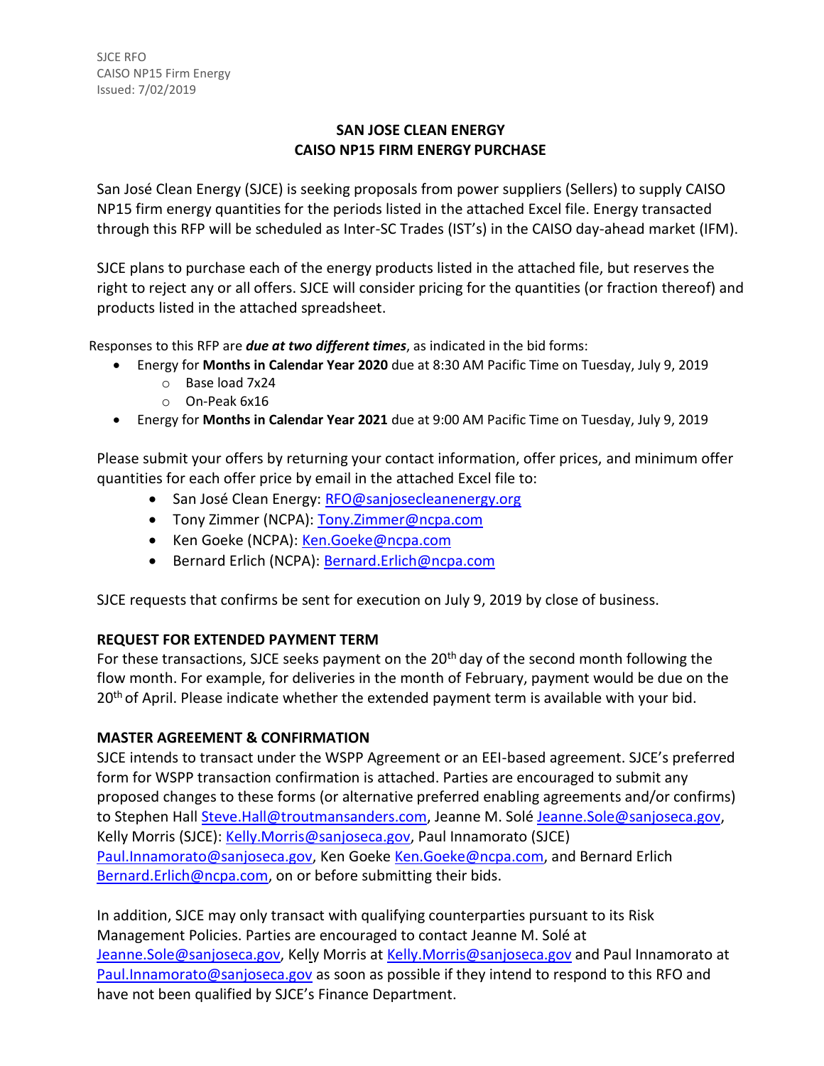SJCE RFO
CAISO NP15 Firm Energy
Issued: 7/02/2019

# SAN JOSE CLEAN ENERGY
# CAISO NP15 FIRM ENERGY PURCHASE

San José Clean Energy (SJCE) is seeking proposals from power suppliers (Sellers) to supply CAISO NP15 firm energy quantities for the periods listed in the attached Excel file. Energy transacted through this RFP will be scheduled as Inter-SC Trades (IST's) in the CAISO day-ahead market (IFM).

SJCE plans to purchase each of the energy products listed in the attached file, but reserves the right to reject any or all offers. SJCE will consider pricing for the quantities (or fraction thereof) and products listed in the attached spreadsheet.

Responses to this RFP are ***due at two different times***, as indicated in the bid forms:

- Energy for **Months in Calendar Year 2020** due at 8:30 AM Pacific Time on Tuesday, July 9, 2019
  - Base load 7x24
  - On-Peak 6x16
- Energy for **Months in Calendar Year 2021** due at 9:00 AM Pacific Time on Tuesday, July 9, 2019

Please submit your offers by returning your contact information, offer prices, and minimum offer quantities for each offer price by email in the attached Excel file to:

- San José Clean Energy: RFO@sanjosecleanenergy.org
- Tony Zimmer (NCPA): Tony.Zimmer@ncpa.com
- Ken Goeke (NCPA): Ken.Goeke@ncpa.com
- Bernard Erlich (NCPA): Bernard.Erlich@ncpa.com

SJCE requests that confirms be sent for execution on July 9, 2019 by close of business.

## REQUEST FOR EXTENDED PAYMENT TERM

For these transactions, SJCE seeks payment on the 20th day of the second month following the flow month. For example, for deliveries in the month of February, payment would be due on the 20th of April. Please indicate whether the extended payment term is available with your bid.

## MASTER AGREEMENT & CONFIRMATION

SJCE intends to transact under the WSPP Agreement or an EEI-based agreement. SJCE's preferred form for WSPP transaction confirmation is attached. Parties are encouraged to submit any proposed changes to these forms (or alternative preferred enabling agreements and/or confirms) to Stephen Hall Steve.Hall@troutmansanders.com, Jeanne M. Solé Jeanne.Sole@sanjoseca.gov, Kelly Morris (SJCE): Kelly.Morris@sanjoseca.gov, Paul Innamorato (SJCE) Paul.Innamorato@sanjoseca.gov, Ken Goeke Ken.Goeke@ncpa.com, and Bernard Erlich Bernard.Erlich@ncpa.com, on or before submitting their bids.

In addition, SJCE may only transact with qualifying counterparties pursuant to its Risk Management Policies. Parties are encouraged to contact Jeanne M. Solé at Jeanne.Sole@sanjoseca.gov, Kelly Morris at Kelly.Morris@sanjoseca.gov and Paul Innamorato at Paul.Innamorato@sanjoseca.gov as soon as possible if they intend to respond to this RFO and have not been qualified by SJCE's Finance Department.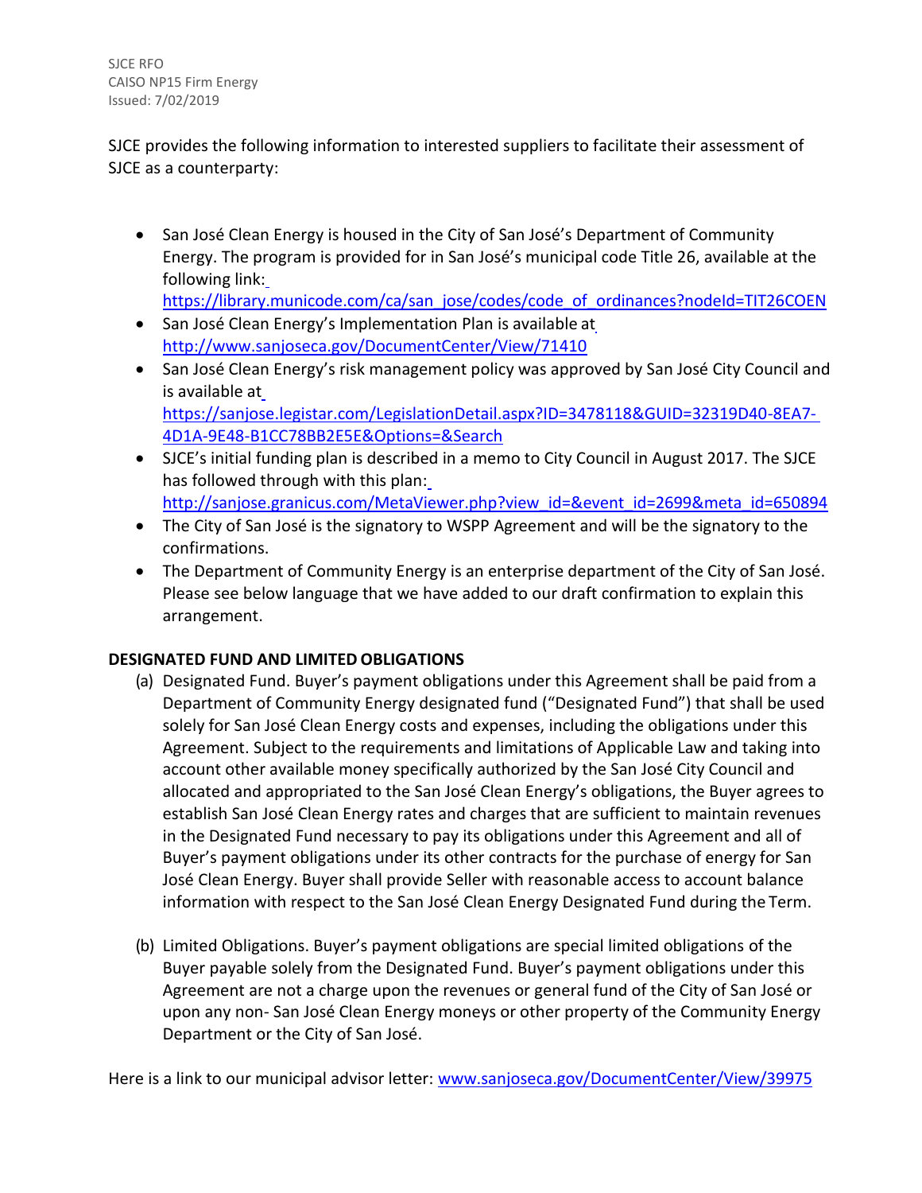SJCE provides the following information to interested suppliers to facilitate their assessment of SJCE as a counterparty:

- San José Clean Energy is housed in the City of San José's Department of Community Energy. The program is provided for in San José's municipal code Title 26, available at the following link: https://library.municode.com/ca/san_jose/codes/code_of_ordinances?nodeId=TIT26COEN
- San José Clean Energy's Implementation Plan is available at http://www.sanjoseca.gov/DocumentCenter/View/71410
- San José Clean Energy's risk management policy was approved by San José City Council and is available at https://sanjose.legistar.com/LegislationDetail.aspx?ID=3478118&GUID=32319D40-8EA7-4D1A-9E48-B1CC78BB2E5E&Options=&Search
- SJCE's initial funding plan is described in a memo to City Council in August 2017. The SJCE has followed through with this plan: http://sanjose.granicus.com/MetaViewer.php?view_id=&event_id=2699&meta_id=650894
- The City of San José is the signatory to WSPP Agreement and will be the signatory to the confirmations.
- The Department of Community Energy is an enterprise department of the City of San José. Please see below language that we have added to our draft confirmation to explain this arrangement.

**DESIGNATED FUND AND LIMITED OBLIGATIONS**

(a) Designated Fund. Buyer's payment obligations under this Agreement shall be paid from a Department of Community Energy designated fund ("Designated Fund") that shall be used solely for San José Clean Energy costs and expenses, including the obligations under this Agreement. Subject to the requirements and limitations of Applicable Law and taking into account other available money specifically authorized by the San José City Council and allocated and appropriated to the San José Clean Energy's obligations, the Buyer agrees to establish San José Clean Energy rates and charges that are sufficient to maintain revenues in the Designated Fund necessary to pay its obligations under this Agreement and all of Buyer's payment obligations under its other contracts for the purchase of energy for San José Clean Energy. Buyer shall provide Seller with reasonable access to account balance information with respect to the San José Clean Energy Designated Fund during the Term.

(b) Limited Obligations. Buyer's payment obligations are special limited obligations of the Buyer payable solely from the Designated Fund. Buyer's payment obligations under this Agreement are not a charge upon the revenues or general fund of the City of San José or upon any non- San José Clean Energy moneys or other property of the Community Energy Department or the City of San José.

Here is a link to our municipal advisor letter: www.sanjoseca.gov/DocumentCenter/View/39975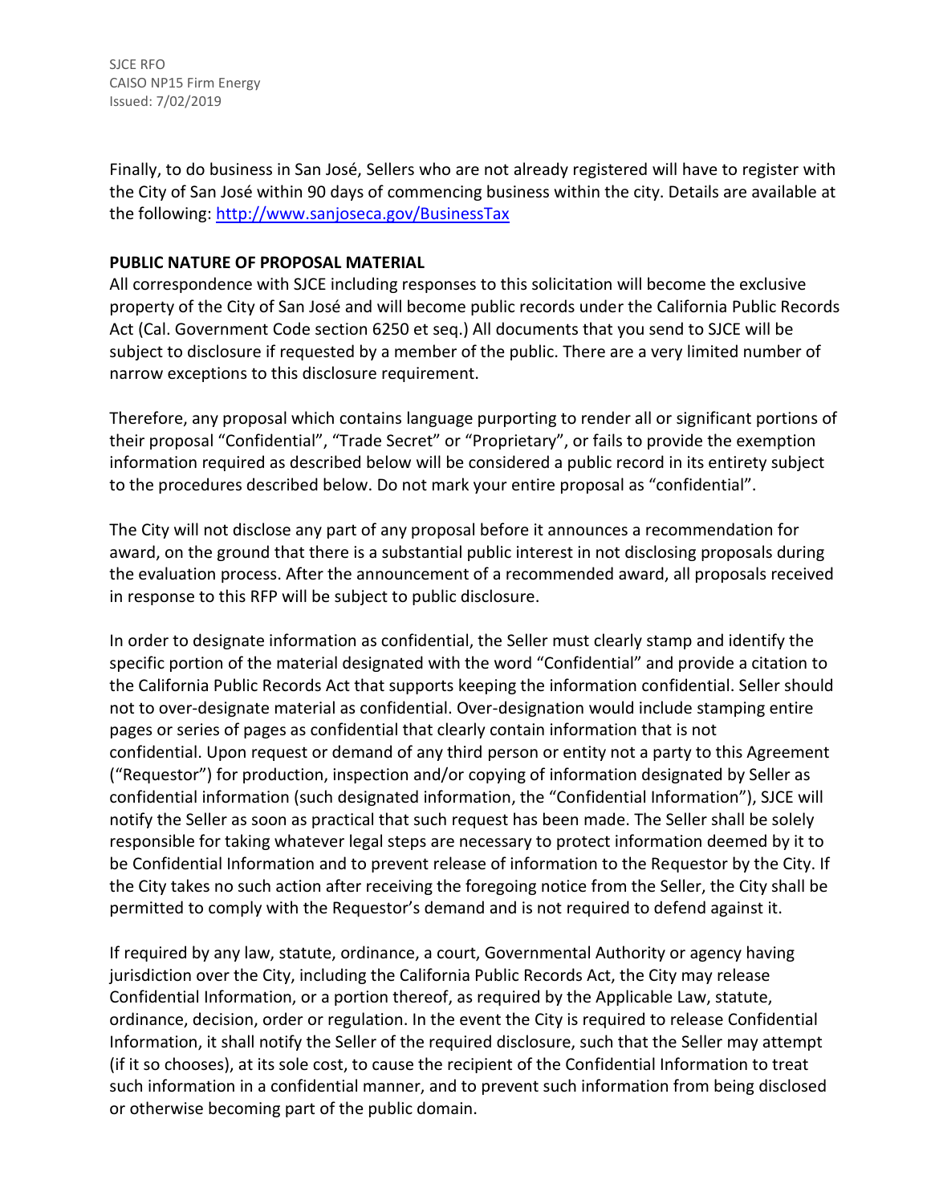Finally, to do business in San José, Sellers who are not already registered will have to register with the City of San José within 90 days of commencing business within the city. Details are available at the following: [http://www.sanjoseca.gov/BusinessTax](http://www.sanjoseca.gov/BusinessTax)

**PUBLIC NATURE OF PROPOSAL MATERIAL**

All correspondence with SJCE including responses to this solicitation will become the exclusive property of the City of San José and will become public records under the California Public Records Act (Cal. Government Code section 6250 et seq.) All documents that you send to SJCE will be subject to disclosure if requested by a member of the public. There are a very limited number of narrow exceptions to this disclosure requirement.

Therefore, any proposal which contains language purporting to render all or significant portions of their proposal "Confidential", "Trade Secret" or "Proprietary", or fails to provide the exemption information required as described below will be considered a public record in its entirety subject to the procedures described below. Do not mark your entire proposal as "confidential".

The City will not disclose any part of any proposal before it announces a recommendation for award, on the ground that there is a substantial public interest in not disclosing proposals during the evaluation process. After the announcement of a recommended award, all proposals received in response to this RFP will be subject to public disclosure.

In order to designate information as confidential, the Seller must clearly stamp and identify the specific portion of the material designated with the word "Confidential" and provide a citation to the California Public Records Act that supports keeping the information confidential. Seller should not to over-designate material as confidential. Over-designation would include stamping entire pages or series of pages as confidential that clearly contain information that is not confidential. Upon request or demand of any third person or entity not a party to this Agreement ("Requestor") for production, inspection and/or copying of information designated by Seller as confidential information (such designated information, the "Confidential Information"), SJCE will notify the Seller as soon as practical that such request has been made. The Seller shall be solely responsible for taking whatever legal steps are necessary to protect information deemed by it to be Confidential Information and to prevent release of information to the Requestor by the City. If the City takes no such action after receiving the foregoing notice from the Seller, the City shall be permitted to comply with the Requestor's demand and is not required to defend against it.

If required by any law, statute, ordinance, a court, Governmental Authority or agency having jurisdiction over the City, including the California Public Records Act, the City may release Confidential Information, or a portion thereof, as required by the Applicable Law, statute, ordinance, decision, order or regulation. In the event the City is required to release Confidential Information, it shall notify the Seller of the required disclosure, such that the Seller may attempt (if it so chooses), at its sole cost, to cause the recipient of the Confidential Information to treat such information in a confidential manner, and to prevent such information from being disclosed or otherwise becoming part of the public domain.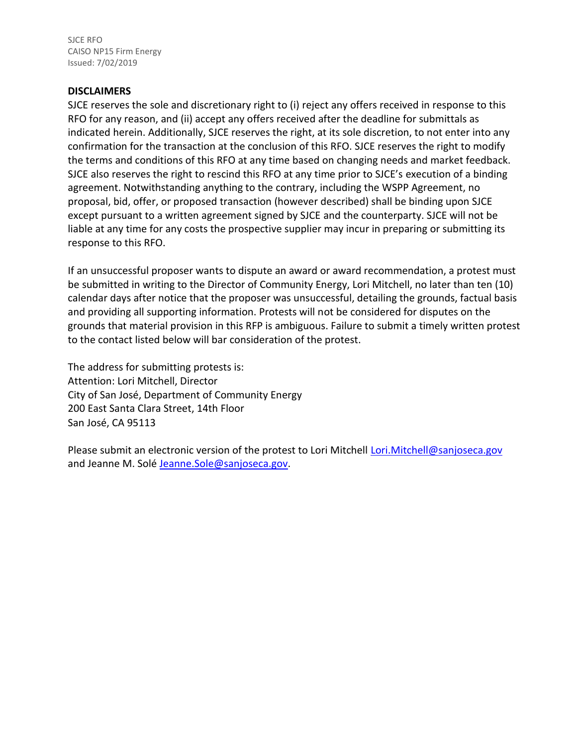## DISCLAIMERS

SJCE reserves the sole and discretionary right to (i) reject any offers received in response to this RFO for any reason, and (ii) accept any offers received after the deadline for submittals as indicated herein. Additionally, SJCE reserves the right, at its sole discretion, to not enter into any confirmation for the transaction at the conclusion of this RFO. SJCE reserves the right to modify the terms and conditions of this RFO at any time based on changing needs and market feedback. SJCE also reserves the right to rescind this RFO at any time prior to SJCE's execution of a binding agreement. Notwithstanding anything to the contrary, including the WSPP Agreement, no proposal, bid, offer, or proposed transaction (however described) shall be binding upon SJCE except pursuant to a written agreement signed by SJCE and the counterparty. SJCE will not be liable at any time for any costs the prospective supplier may incur in preparing or submitting its response to this RFO.

If an unsuccessful proposer wants to dispute an award or award recommendation, a protest must be submitted in writing to the Director of Community Energy, Lori Mitchell, no later than ten (10) calendar days after notice that the proposer was unsuccessful, detailing the grounds, factual basis and providing all supporting information. Protests will not be considered for disputes on the grounds that material provision in this RFP is ambiguous. Failure to submit a timely written protest to the contact listed below will bar consideration of the protest.

The address for submitting protests is:
Attention: Lori Mitchell, Director
City of San José, Department of Community Energy
200 East Santa Clara Street, 14th Floor
San José, CA 95113

Please submit an electronic version of the protest to Lori Mitchell Lori.Mitchell@sanjoseca.gov and Jeanne M. Solé Jeanne.Sole@sanjoseca.gov.